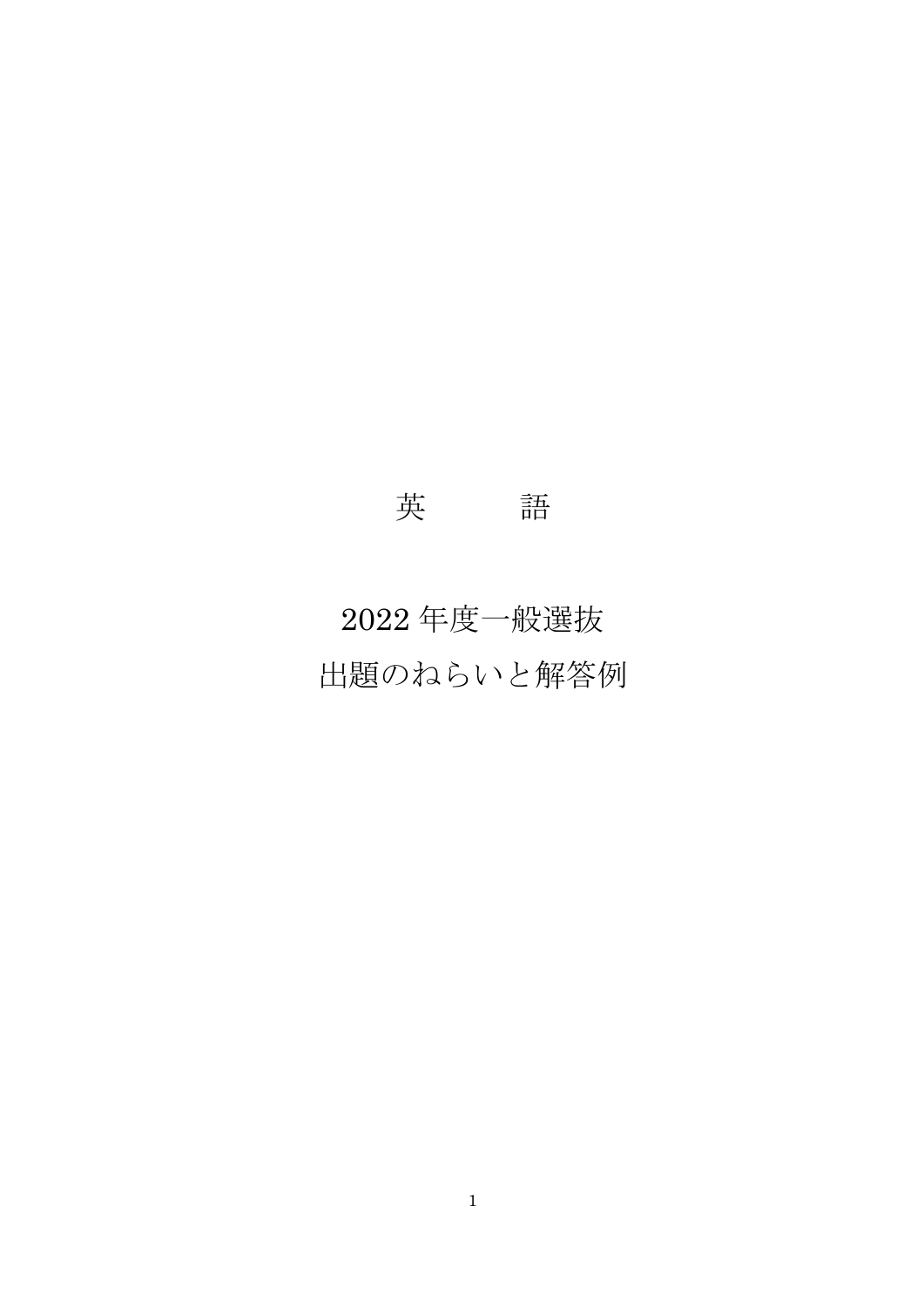# 英　　　語

## 2022 年度一般選抜
## 出題のねらいと解答例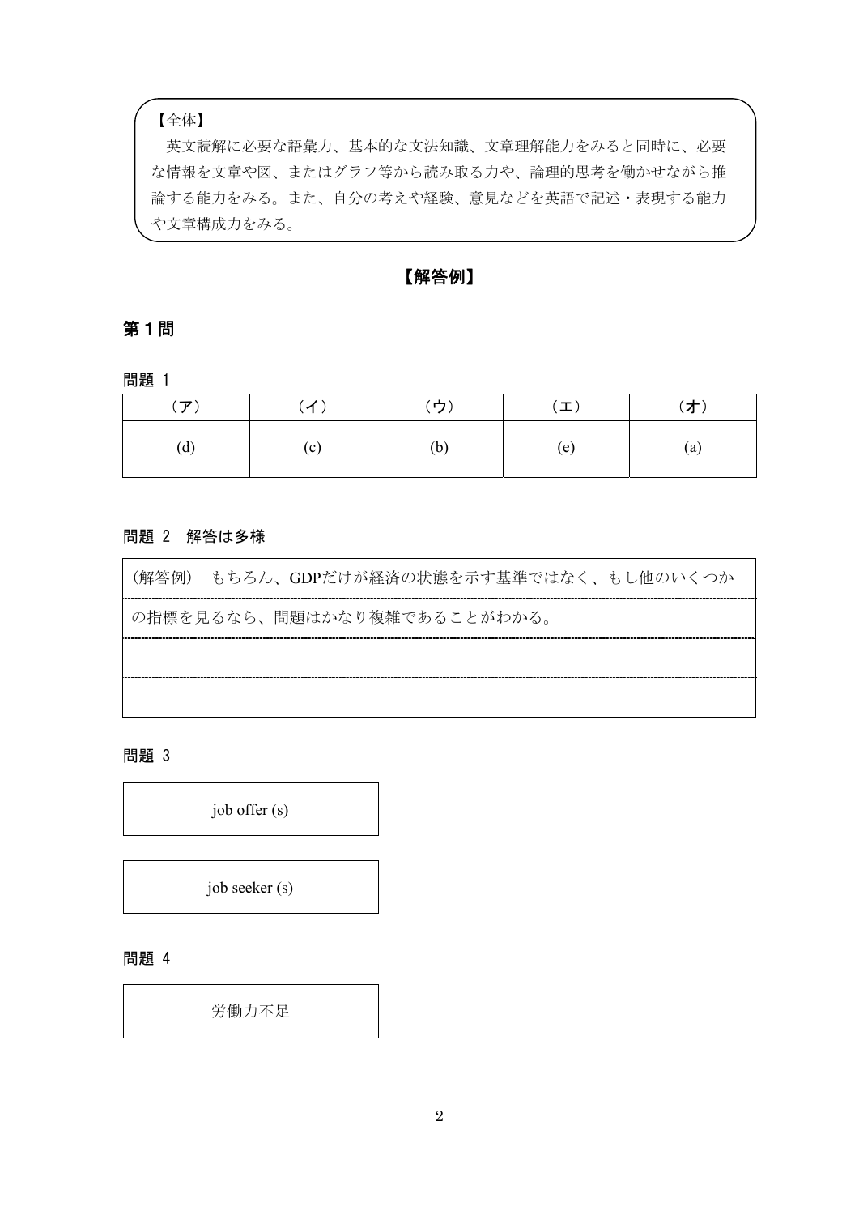【全体】

英文読解に必要な語彙力、基本的な文法知識、文章理解能力をみると同時に、必要な情報を文章や図、またはグラフ等から読み取る力や、論理的思考を働かせながら推論する能力をみる。また、自分の考えや経験、意見などを英語で記述・表現する能力や文章構成力をみる。

## 【解答例】

### 第１問

問題 1

| （ア） | （イ） | （ウ） | （エ） | （オ） |
| --- | --- | --- | --- | --- |
| (d) | (c) | (b) | (e) | (a) |

問題 2　解答は多様

（解答例）　もちろん、GDPだけが経済の状態を示す基準ではなく、もし他のいくつかの指標を見るなら、問題はかなり複雑であることがわかる。

問題 3

job offer (s)

job seeker (s)

問題 4

労働力不足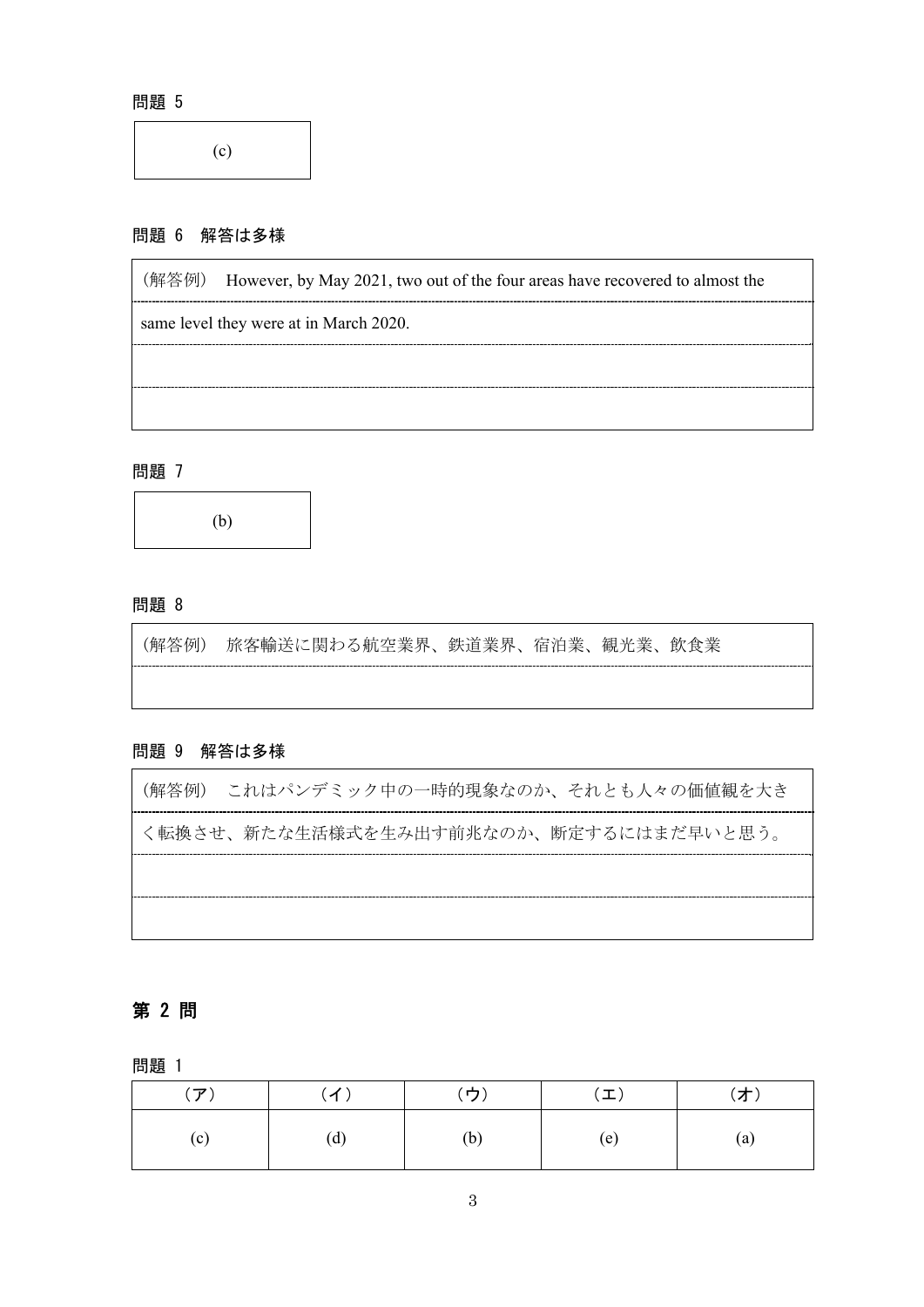問題 5

(c)

問題 6　解答は多様

（解答例）　However, by May 2021, two out of the four areas have recovered to almost the same level they were at in March 2020.

問題 7

(b)

問題 8

（解答例）　旅客輸送に関わる航空業界、鉄道業界、宿泊業、観光業、飲食業

問題 9　解答は多様

（解答例）　これはパンデミック中の一時的現象なのか、それとも人々の価値観を大きく転換させ、新たな生活様式を生み出す前兆なのか、断定するにはまだ早いと思う。

## 第 2 問

問題 1

| （ア） | （イ） | （ウ） | （エ） | （オ） |
| --- | --- | --- | --- | --- |
| (c) | (d) | (b) | (e) | (a) |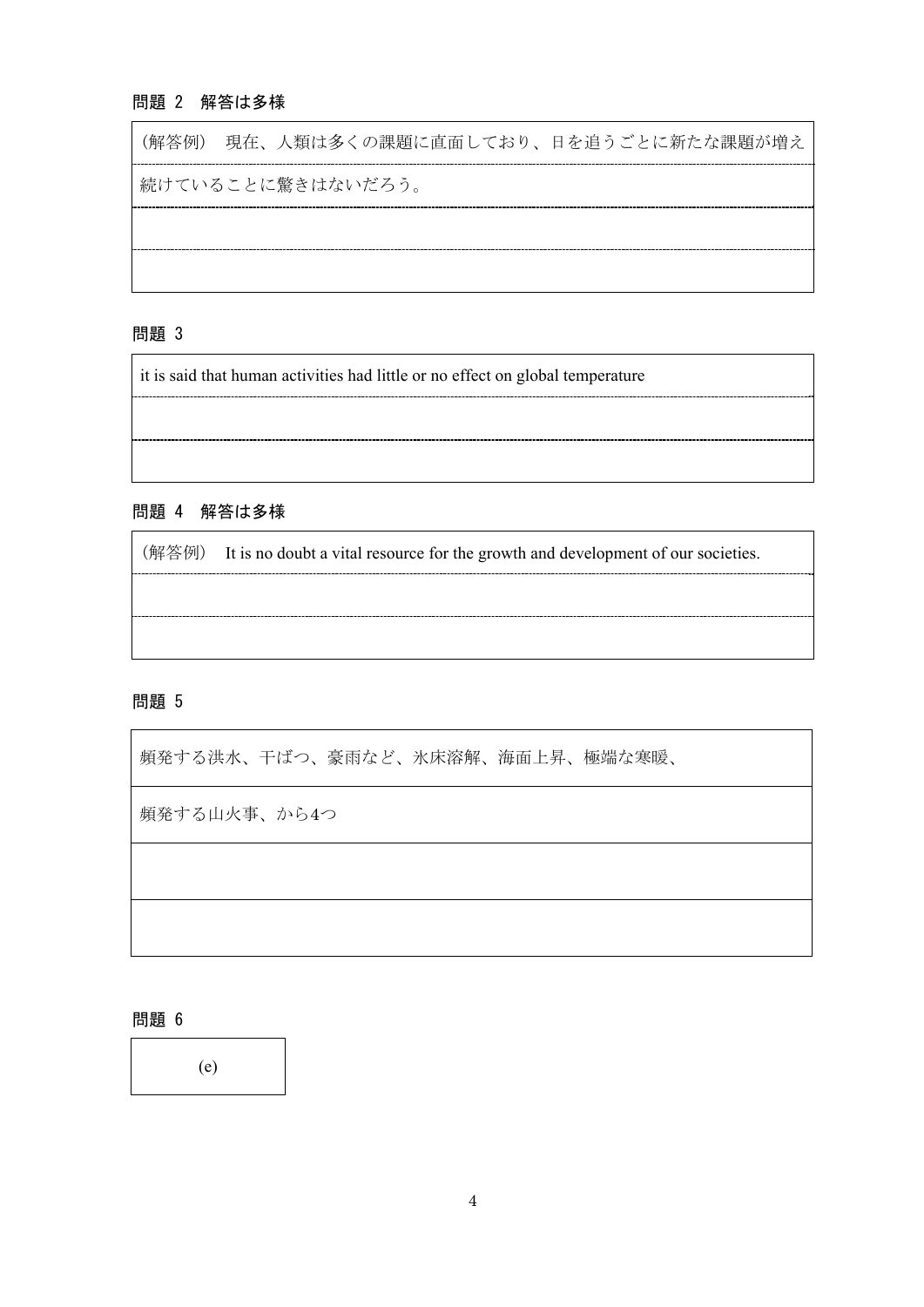### 問題 2　解答は多様

（解答例）　現在、人類は多くの課題に直面しており、日を追うごとに新たな課題が増え続けていることに驚きはないだろう。

### 問題 3

it is said that human activities had little or no effect on global temperature

### 問題 4　解答は多様

（解答例）　It is no doubt a vital resource for the growth and development of our societies.

### 問題 5

頻発する洪水、干ばつ、豪雨など、氷床溶解、海面上昇、極端な寒暖、頻発する山火事、から4つ

### 問題 6

(e)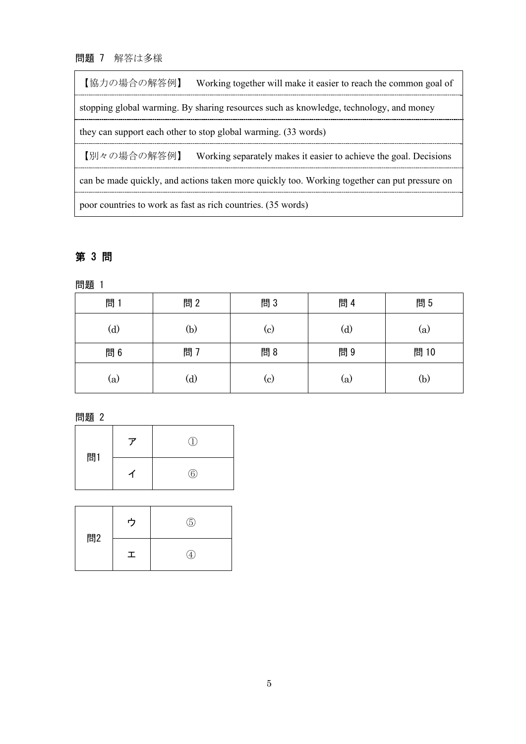問題 7　解答は多様

【協力の場合の解答例】　Working together will make it easier to reach the common goal of stopping global warming. By sharing resources such as knowledge, technology, and money they can support each other to stop global warming. (33 words)

【別々の場合の解答例】　Working separately makes it easier to achieve the goal. Decisions can be made quickly, and actions taken more quickly too. Working together can put pressure on poor countries to work as fast as rich countries. (35 words)

## 第 3 問

問題 1

| 問 1 | 問 2 | 問 3 | 問 4 | 問 5 |
|---|---|---|---|---|
| (d) | (b) | (c) | (d) | (a) |
| 問 6 | 問 7 | 問 8 | 問 9 | 問 10 |
| (a) | (d) | (c) | (a) | (b) |

問題 2

| | | |
|---|---|---|
| 問1 | ア | ① |
| | イ | ⑥ |

| | | |
|---|---|---|
| 問2 | ウ | ⑤ |
| | エ | ④ |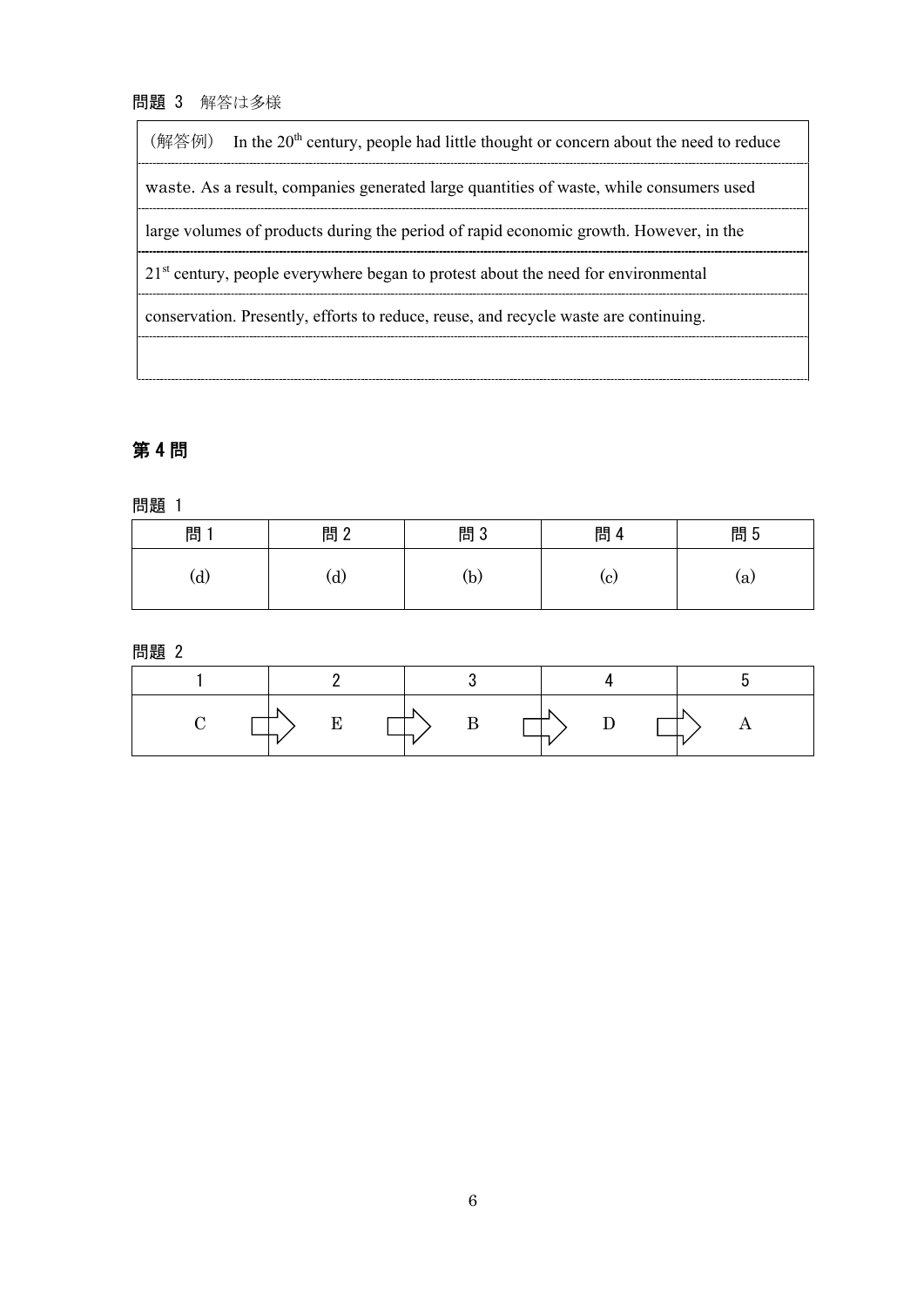問題 3　解答は多様

（解答例）　In the 20th century, people had little thought or concern about the need to reduce waste. As a result, companies generated large quantities of waste, while consumers used large volumes of products during the period of rapid economic growth. However, in the 21st century, people everywhere began to protest about the need for environmental conservation. Presently, efforts to reduce, reuse, and recycle waste are continuing.

## 第 4 問

問題 1

| 問 1 | 問 2 | 問 3 | 問 4 | 問 5 |
|---|---|---|---|---|
| (d) | (d) | (b) | (c) | (a) |

問題 2

| 1 | 2 | 3 | 4 | 5 |
|---|---|---|---|---|
| C ⇨ | E ⇨ | B ⇨ | D ⇨ | A |